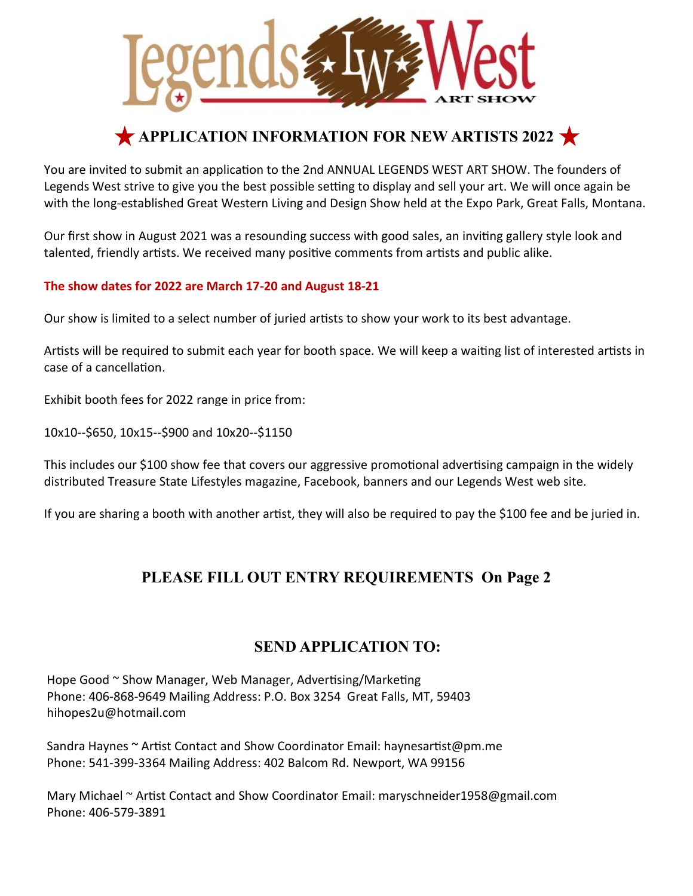Legends West ART SHOW

# ★ APPLICATION INFORMATION FOR NEW ARTISTS 2022 ★

You are invited to submit an application to the 2nd ANNUAL LEGENDS WEST ART SHOW. The founders of Legends West strive to give you the best possible setting to display and sell your art. We will once again be with the long-established Great Western Living and Design Show held at the Expo Park, Great Falls, Montana.

Our first show in August 2021 was a resounding success with good sales, an inviting gallery style look and talented, friendly artists. We received many positive comments from artists and public alike.

**The show dates for 2022 are March 17-20 and August 18-21**

Our show is limited to a select number of juried artists to show your work to its best advantage.

Artists will be required to submit each year for booth space. We will keep a waiting list of interested artists in case of a cancellation.

Exhibit booth fees for 2022 range in price from:

10x10--$650, 10x15--$900 and 10x20--$1150

This includes our $100 show fee that covers our aggressive promotional advertising campaign in the widely distributed Treasure State Lifestyles magazine, Facebook, banners and our Legends West web site.

If you are sharing a booth with another artist, they will also be required to pay the $100 fee and be juried in.

## PLEASE FILL OUT ENTRY REQUIREMENTS On Page 2

## SEND APPLICATION TO:

Hope Good ~ Show Manager, Web Manager, Advertising/Marketing
Phone: 406-868-9649 Mailing Address: P.O. Box 3254 Great Falls, MT, 59403
hihopes2u@hotmail.com

Sandra Haynes ~ Artist Contact and Show Coordinator Email: haynesartist@pm.me
Phone: 541-399-3364 Mailing Address: 402 Balcom Rd. Newport, WA 99156

Mary Michael ~ Artist Contact and Show Coordinator Email: maryschneider1958@gmail.com
Phone: 406-579-3891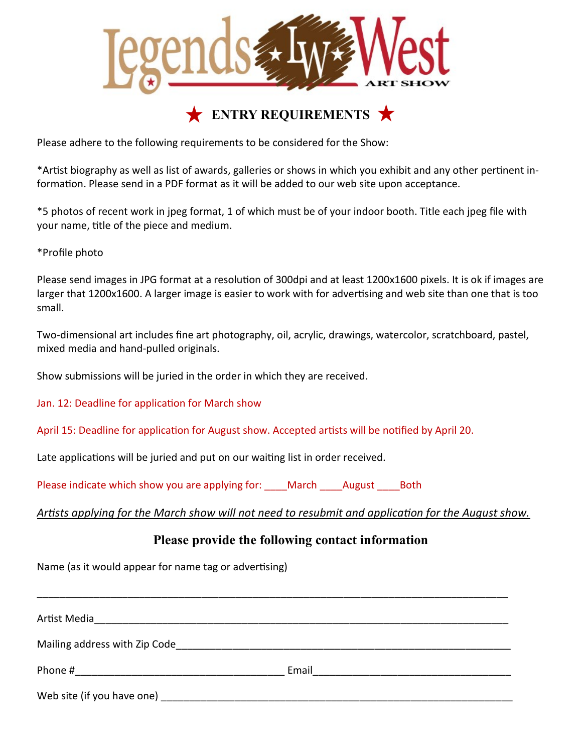# Legends West ART SHOW

## ★ ENTRY REQUIREMENTS ★

Please adhere to the following requirements to be considered for the Show:

*Artist biography as well as list of awards, galleries or shows in which you exhibit and any other pertinent information. Please send in a PDF format as it will be added to our web site upon acceptance.

*5 photos of recent work in jpeg format, 1 of which must be of your indoor booth. Title each jpeg file with your name, title of the piece and medium.

*Profile photo

Please send images in JPG format at a resolution of 300dpi and at least 1200x1600 pixels. It is ok if images are larger that 1200x1600. A larger image is easier to work with for advertising and web site than one that is too small.

Two-dimensional art includes fine art photography, oil, acrylic, drawings, watercolor, scratchboard, pastel, mixed media and hand-pulled originals.

Show submissions will be juried in the order in which they are received.

Jan. 12: Deadline for application for March show

April 15: Deadline for application for August show. Accepted artists will be notified by April 20.

Late applications will be juried and put on our waiting list in order received.

Please indicate which show you are applying for: ____March ____August ____Both

*Artists applying for the March show will not need to resubmit and application for the August show.*

### Please provide the following contact information

Name (as it would appear for name tag or advertising)

_______________________________________________________________________________

Artist Media_____________________________________________________________________

Mailing address with Zip Code______________________________________________________

Phone #___________________________________ Email_________________________________

Web site (if you have one) _________________________________________________________